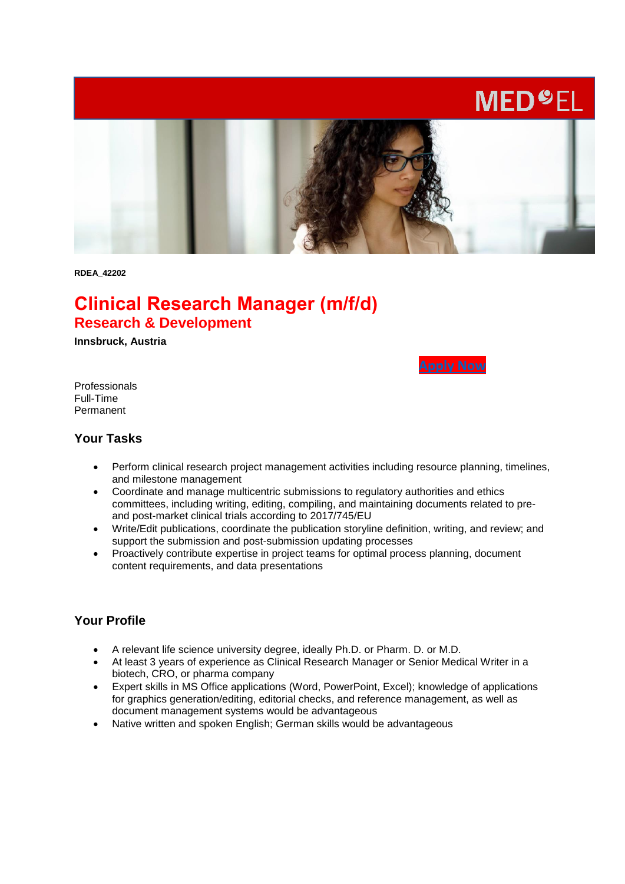MED-EL

RDEA_42202

# Clinical Research Manager (m/f/d)

## Research & Development

**Innsbruck, Austria**

Apply Now

Professionals
Full-Time
Permanent

### Your Tasks

- Perform clinical research project management activities including resource planning, timelines, and milestone management
- Coordinate and manage multicentric submissions to regulatory authorities and ethics committees, including writing, editing, compiling, and maintaining documents related to pre- and post-market clinical trials according to 2017/745/EU
- Write/Edit publications, coordinate the publication storyline definition, writing, and review; and support the submission and post-submission updating processes
- Proactively contribute expertise in project teams for optimal process planning, document content requirements, and data presentations

### Your Profile

- A relevant life science university degree, ideally Ph.D. or Pharm. D. or M.D.
- At least 3 years of experience as Clinical Research Manager or Senior Medical Writer in a biotech, CRO, or pharma company
- Expert skills in MS Office applications (Word, PowerPoint, Excel); knowledge of applications for graphics generation/editing, editorial checks, and reference management, as well as document management systems would be advantageous
- Native written and spoken English; German skills would be advantageous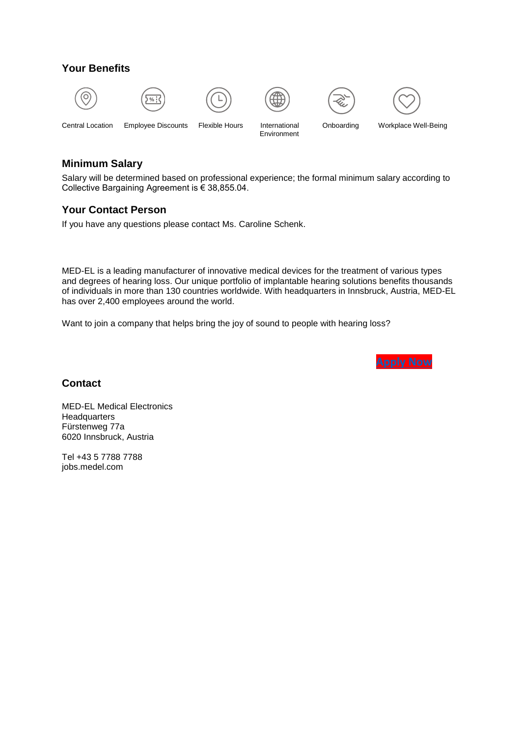## Your Benefits

- Central Location
- Employee Discounts
- Flexible Hours
- International Environment
- Onboarding
- Workplace Well-Being

## Minimum Salary

Salary will be determined based on professional experience; the formal minimum salary according to Collective Bargaining Agreement is € 38,855.04.

## Your Contact Person

If you have any questions please contact Ms. Caroline Schenk.

MED-EL is a leading manufacturer of innovative medical devices for the treatment of various types and degrees of hearing loss. Our unique portfolio of implantable hearing solutions benefits thousands of individuals in more than 130 countries worldwide. With headquarters in Innsbruck, Austria, MED-EL has over 2,400 employees around the world.

Want to join a company that helps bring the joy of sound to people with hearing loss?

Apply Now

## Contact

MED-EL Medical Electronics
Headquarters
Fürstenweg 77a
6020 Innsbruck, Austria

Tel +43 5 7788 7788
jobs.medel.com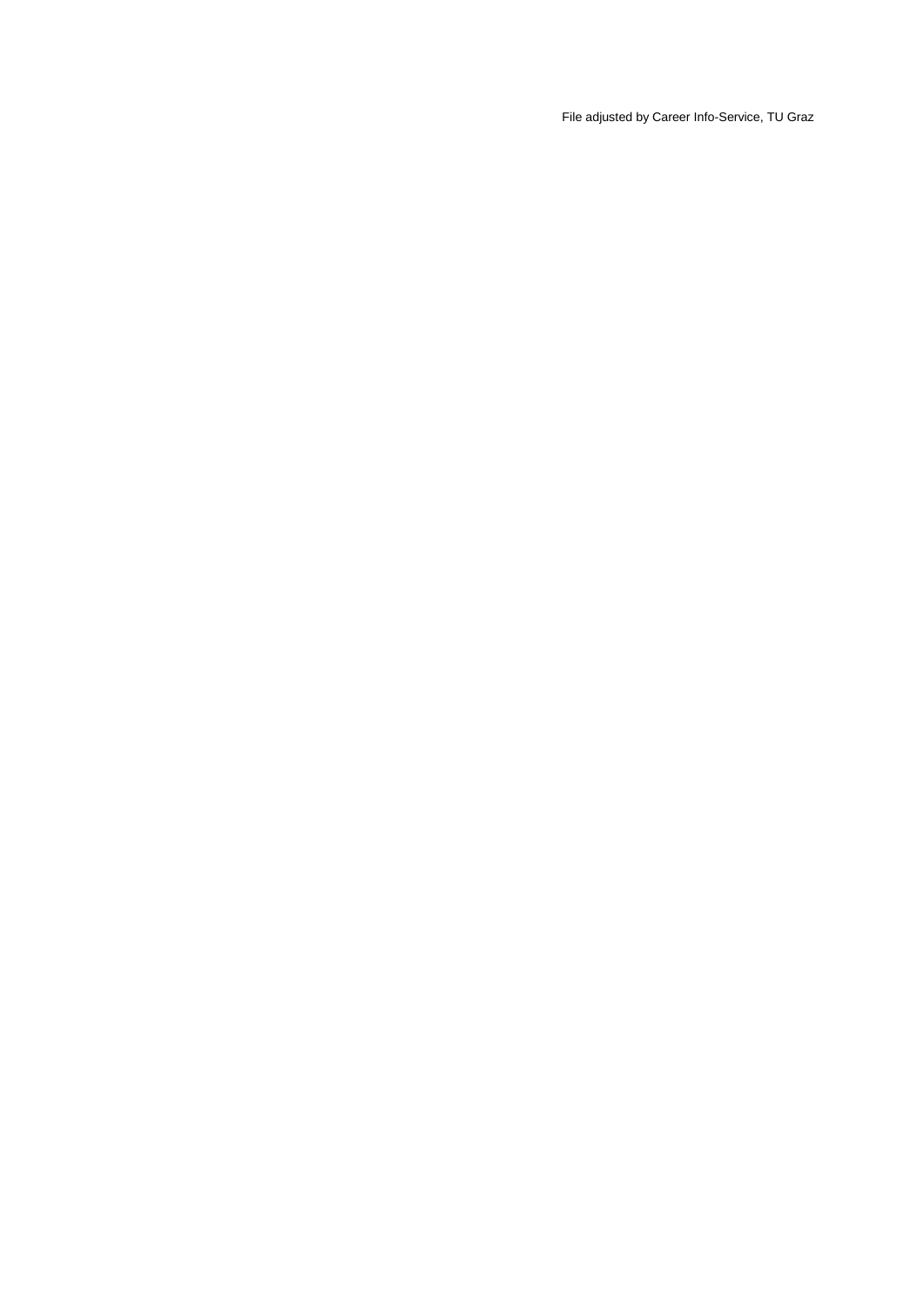File adjusted by Career Info-Service, TU Graz